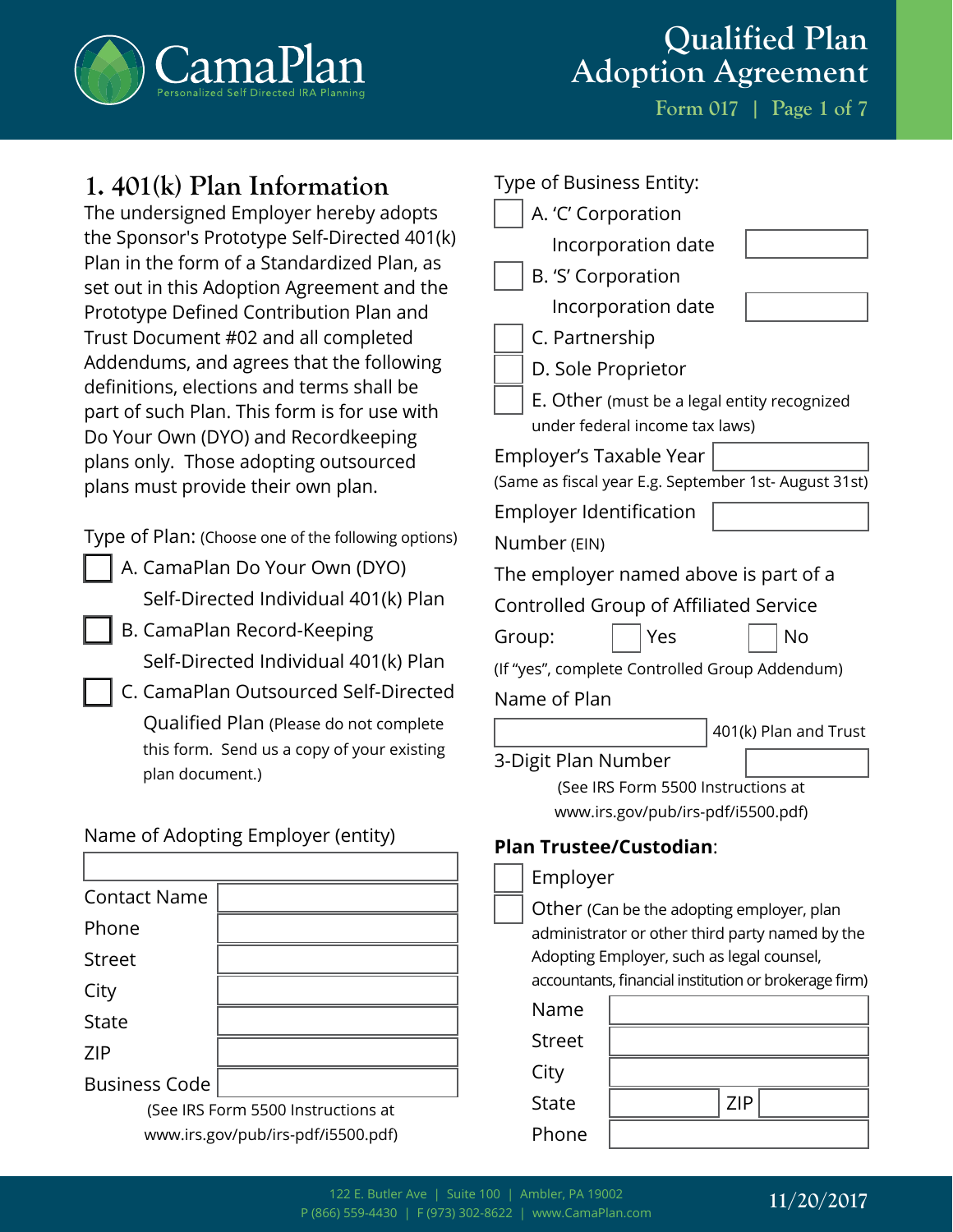# Qualified Plan Adoption Agreement

Form 017

## 1. 401(k) Plan Information

The undersigned Employer hereby adopts the Sponsor's Prototype Self-Directed 401(k) Plan in the form of a Standardized Plan, as set out in this Adoption Agreement and the Prototype Defined Contribution Plan and Trust Document #02 and all completed Addendums, and agrees that the following definitions, elections and terms shall be part of such Plan. This form is for use with Do Your Own (DYO) and Recordkeeping plans only. Those adopting outsourced plans must provide their own plan.

Type of Plan: (Choose one of the following options)

- ☐ A. CamaPlan Do Your Own (DYO) Self-Directed Individual 401(k) Plan
- ☐ B. CamaPlan Record-Keeping Self-Directed Individual 401(k) Plan
- ☐ C. CamaPlan Outsourced Self-Directed Qualified Plan (Please do not complete this form. Send us a copy of your existing plan document.)

Name of Adopting Employer (entity)

| | |
|---|---|
| Contact Name | |
| Phone | |
| Street | |
| City | |
| State | |
| ZIP | |
| Business Code | |

(See IRS Form 5500 Instructions at www.irs.gov/pub/irs-pdf/i5500.pdf)

Type of Business Entity:

- ☐ A. 'C' Corporation
  - Incorporation date ________
- ☐ B. 'S' Corporation
  - Incorporation date ________
- ☐ C. Partnership
- ☐ D. Sole Proprietor
- ☐ E. Other (must be a legal entity recognized under federal income tax laws)

Employer's Taxable Year ________
(Same as fiscal year E.g. September 1st- August 31st)

Employer Identification Number (EIN) ________

The employer named above is part of a Controlled Group of Affiliated Service Group: ☐ Yes ☐ No
(If "yes", complete Controlled Group Addendum)

Name of Plan
________ 401(k) Plan and Trust

3-Digit Plan Number ________
(See IRS Form 5500 Instructions at www.irs.gov/pub/irs-pdf/i5500.pdf)

**Plan Trustee/Custodian**:

- ☐ Employer
- ☐ Other (Can be the adopting employer, plan administrator or other third party named by the Adopting Employer, such as legal counsel, accountants, financial institution or brokerage firm)

| | |
|---|---|
| Name | |
| Street | |
| City | |
| State | ZIP |
| Phone | |

122 E. Butler Ave | Suite 100 | Ambler, PA 19002
P (866) 559-4430 | F (973) 302-8622 | www.CamaPlan.com

11/20/2017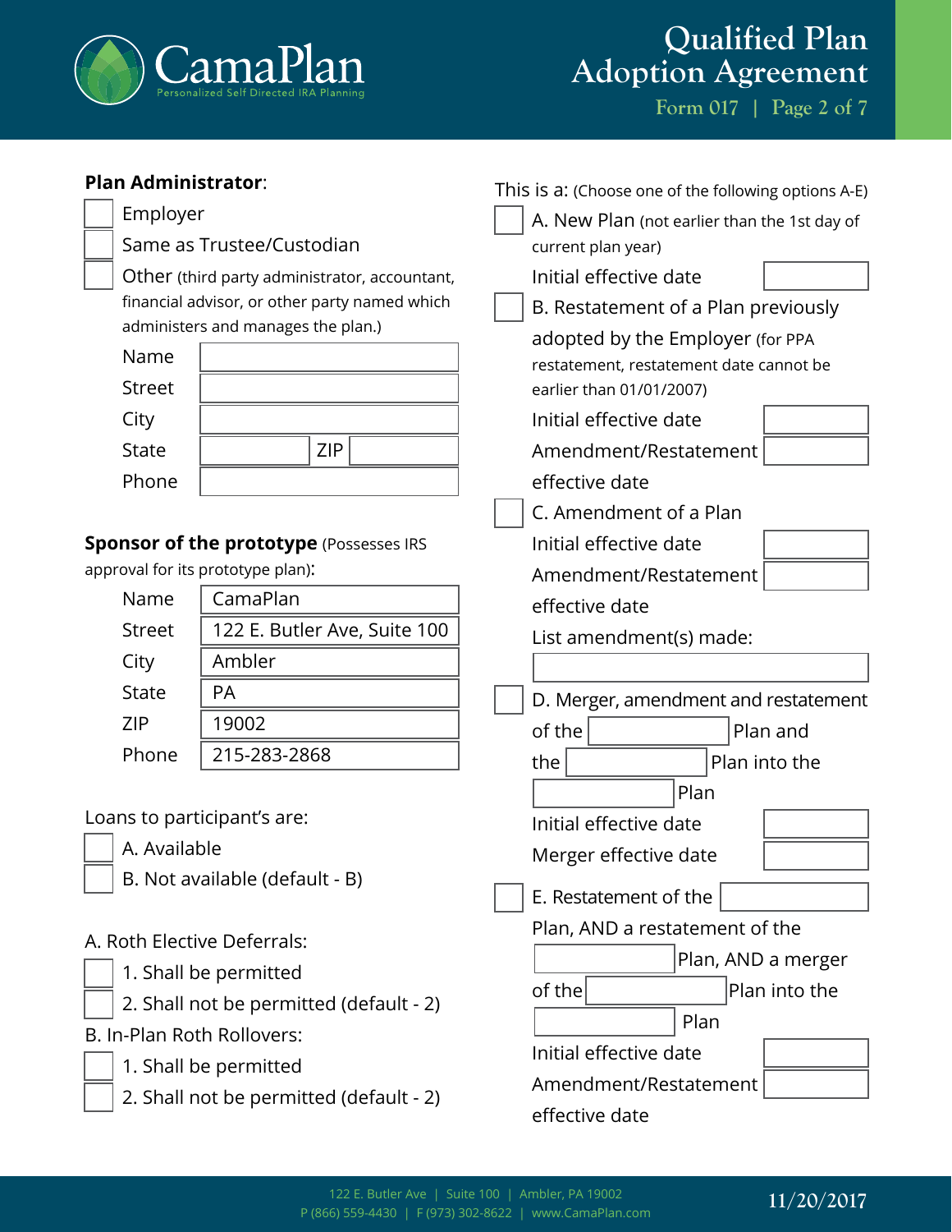**Plan Administrator**:

- ☐ Employer
- ☐ Same as Trustee/Custodian
- ☐ Other (third party administrator, accountant, financial advisor, or other party named which administers and manages the plan.)

| | |
|---|---|
| Name | |
| Street | |
| City | |
| State | ZIP |
| Phone | |

**Sponsor of the prototype** (Possesses IRS approval for its prototype plan):

| | |
|---|---|
| Name | CamaPlan |
| Street | 122 E. Butler Ave, Suite 100 |
| City | Ambler |
| State | PA |
| ZIP | 19002 |
| Phone | 215-283-2868 |

Loans to participant's are:

- ☐ A. Available
- ☐ B. Not available (default - B)

A. Roth Elective Deferrals:

- ☐ 1. Shall be permitted
- ☐ 2. Shall not be permitted (default - 2)

B. In-Plan Roth Rollovers:

- ☐ 1. Shall be permitted
- ☐ 2. Shall not be permitted (default - 2)

This is a: (Choose one of the following options A-E)

☐ A. New Plan (not earlier than the 1st day of current plan year)

Initial effective date ______

☐ B. Restatement of a Plan previously adopted by the Employer (for PPA restatement, restatement date cannot be earlier than 01/01/2007)

Initial effective date ______

Amendment/Restatement effective date ______

☐ C. Amendment of a Plan

Initial effective date ______

Amendment/Restatement effective date ______

List amendment(s) made: ______

☐ D. Merger, amendment and restatement of the ______ Plan and the ______ Plan into the ______ Plan

Initial effective date ______

Merger effective date ______

☐ E. Restatement of the ______ Plan, AND a restatement of the ______ Plan, AND a merger of the ______ Plan into the ______ Plan

Initial effective date ______

Amendment/Restatement effective date ______

122 E. Butler Ave | Suite 100 | Ambler, PA 19002
P (866) 559-4430 | F (973) 302-8622 | www.CamaPlan.com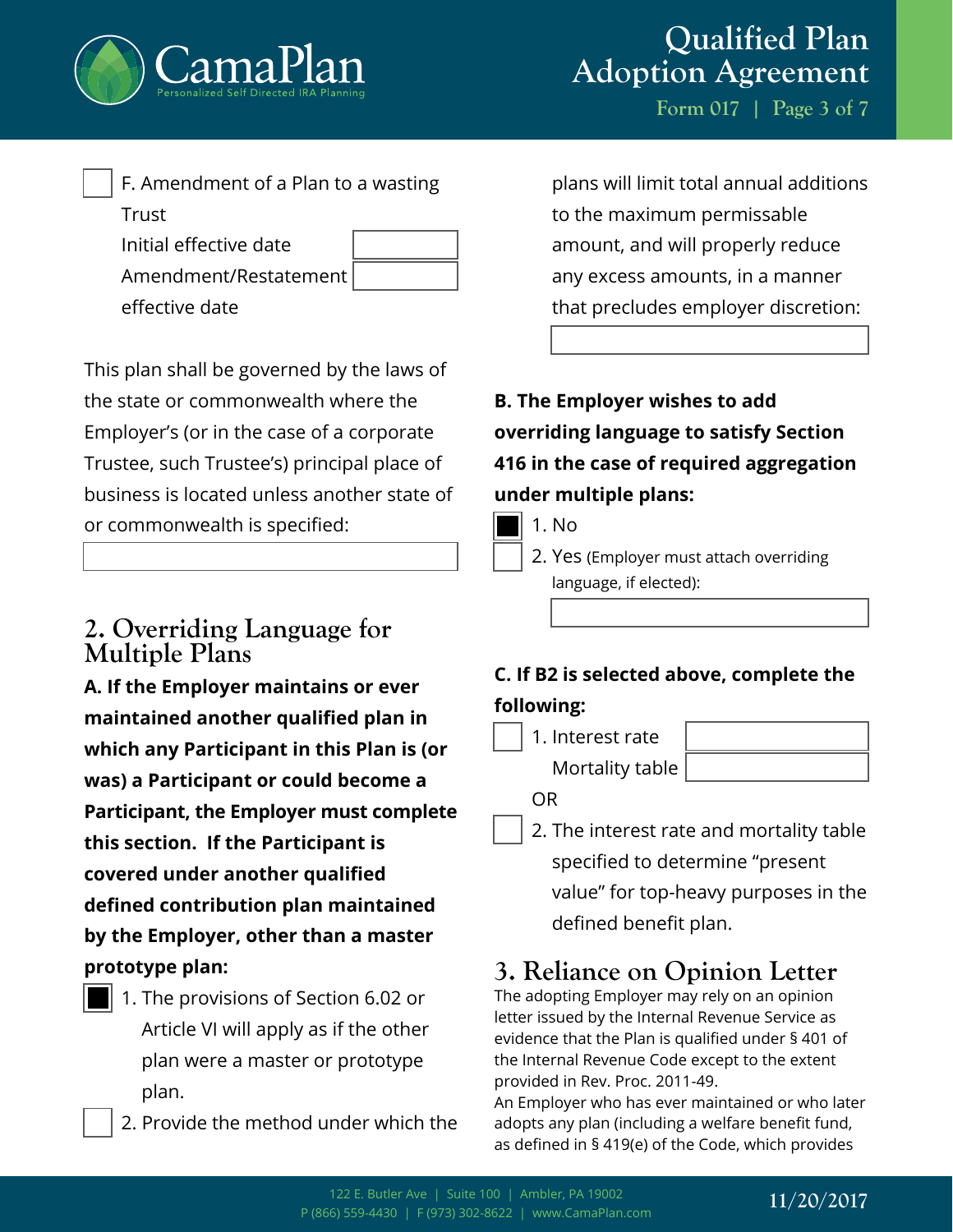☐ F. Amendment of a Plan to a wasting Trust

Initial effective date ____________

Amendment/Restatement effective date ____________

This plan shall be governed by the laws of the state or commonwealth where the Employer's (or in the case of a corporate Trustee, such Trustee's) principal place of business is located unless another state of or commonwealth is specified:

____________

## 2. Overriding Language for Multiple Plans

**A. If the Employer maintains or ever maintained another qualified plan in which any Participant in this Plan is (or was) a Participant or could become a Participant, the Employer must complete this section. If the Participant is covered under another qualified defined contribution plan maintained by the Employer, other than a master prototype plan:**

☒ 1. The provisions of Section 6.02 or Article VI will apply as if the other plan were a master or prototype plan.

☐ 2. Provide the method under which the plans will limit total annual additions to the maximum permissable amount, and will properly reduce any excess amounts, in a manner that precludes employer discretion:

____________

**B. The Employer wishes to add overriding language to satisfy Section 416 in the case of required aggregation under multiple plans:**

☒ 1. No

☐ 2. Yes (Employer must attach overriding language, if elected):

____________

**C. If B2 is selected above, complete the following:**

☐ 1. Interest rate ____________

Mortality table ____________

OR

☐ 2. The interest rate and mortality table specified to determine "present value" for top-heavy purposes in the defined benefit plan.

## 3. Reliance on Opinion Letter

The adopting Employer may rely on an opinion letter issued by the Internal Revenue Service as evidence that the Plan is qualified under § 401 of the Internal Revenue Code except to the extent provided in Rev. Proc. 2011-49.

An Employer who has ever maintained or who later adopts any plan (including a welfare benefit fund, as defined in § 419(e) of the Code, which provides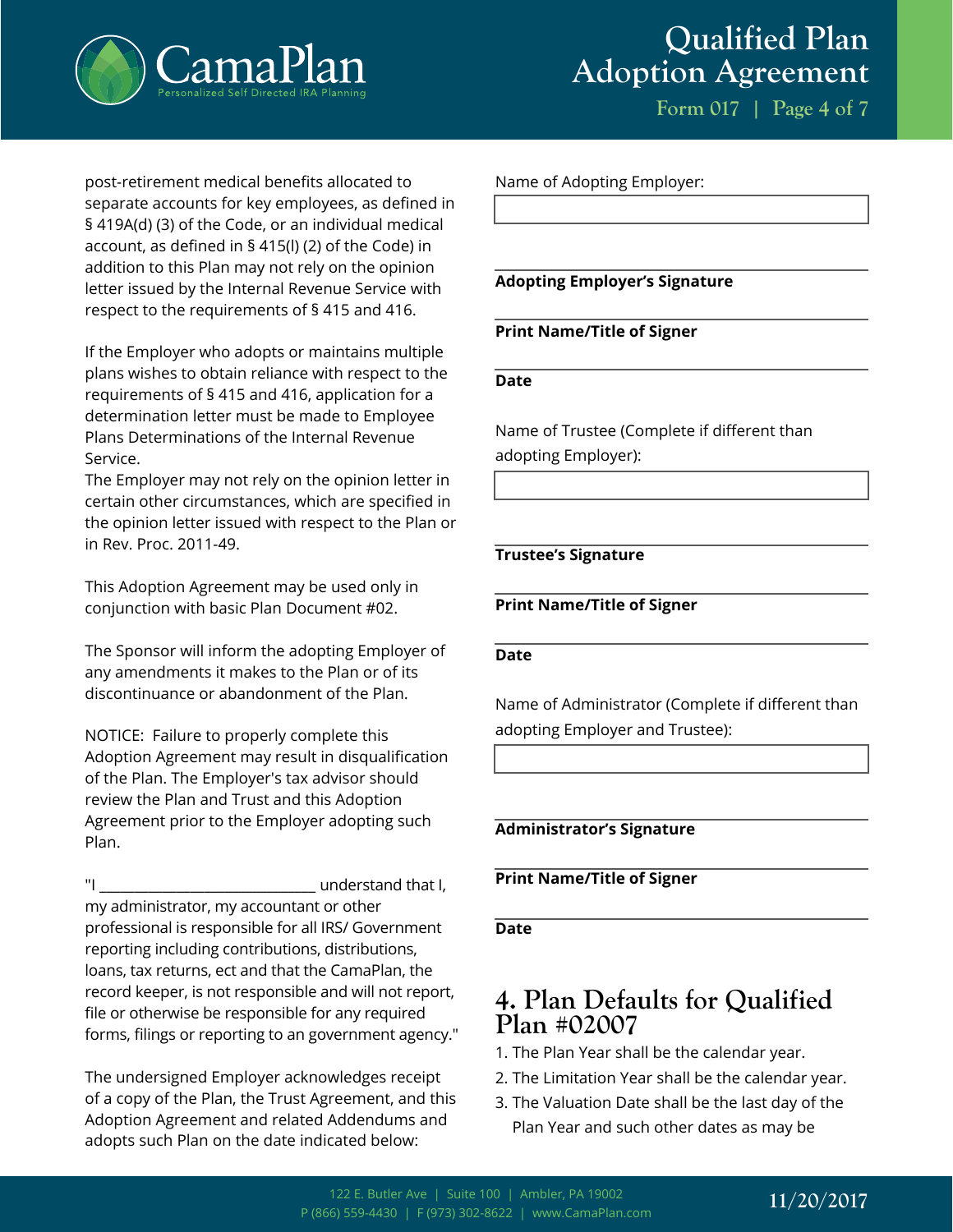post-retirement medical benefits allocated to separate accounts for key employees, as defined in § 419A(d) (3) of the Code, or an individual medical account, as defined in § 415(l) (2) of the Code) in addition to this Plan may not rely on the opinion letter issued by the Internal Revenue Service with respect to the requirements of § 415 and 416.

If the Employer who adopts or maintains multiple plans wishes to obtain reliance with respect to the requirements of § 415 and 416, application for a determination letter must be made to Employee Plans Determinations of the Internal Revenue Service.
The Employer may not rely on the opinion letter in certain other circumstances, which are specified in the opinion letter issued with respect to the Plan or in Rev. Proc. 2011-49.

This Adoption Agreement may be used only in conjunction with basic Plan Document #02.

The Sponsor will inform the adopting Employer of any amendments it makes to the Plan or of its discontinuance or abandonment of the Plan.

NOTICE: Failure to properly complete this Adoption Agreement may result in disqualification of the Plan. The Employer's tax advisor should review the Plan and Trust and this Adoption Agreement prior to the Employer adopting such Plan.

"I ____________________________ understand that I, my administrator, my accountant or other professional is responsible for all IRS/ Government reporting including contributions, distributions, loans, tax returns, ect and that the CamaPlan, the record keeper, is not responsible and will not report, file or otherwise be responsible for any required forms, filings or reporting to an government agency."

The undersigned Employer acknowledges receipt of a copy of the Plan, the Trust Agreement, and this Adoption Agreement and related Addendums and adopts such Plan on the date indicated below:

Name of Adopting Employer:

____________________

____________________
**Adopting Employer's Signature**

____________________
**Print Name/Title of Signer**

____________________
**Date**

Name of Trustee (Complete if different than adopting Employer):

____________________

____________________
**Trustee's Signature**

____________________
**Print Name/Title of Signer**

____________________
**Date**

Name of Administrator (Complete if different than adopting Employer and Trustee):

____________________

____________________
**Administrator's Signature**

____________________
**Print Name/Title of Signer**

____________________
**Date**

## 4. Plan Defaults for Qualified Plan #02007

1. The Plan Year shall be the calendar year.
2. The Limitation Year shall be the calendar year.
3. The Valuation Date shall be the last day of the Plan Year and such other dates as may be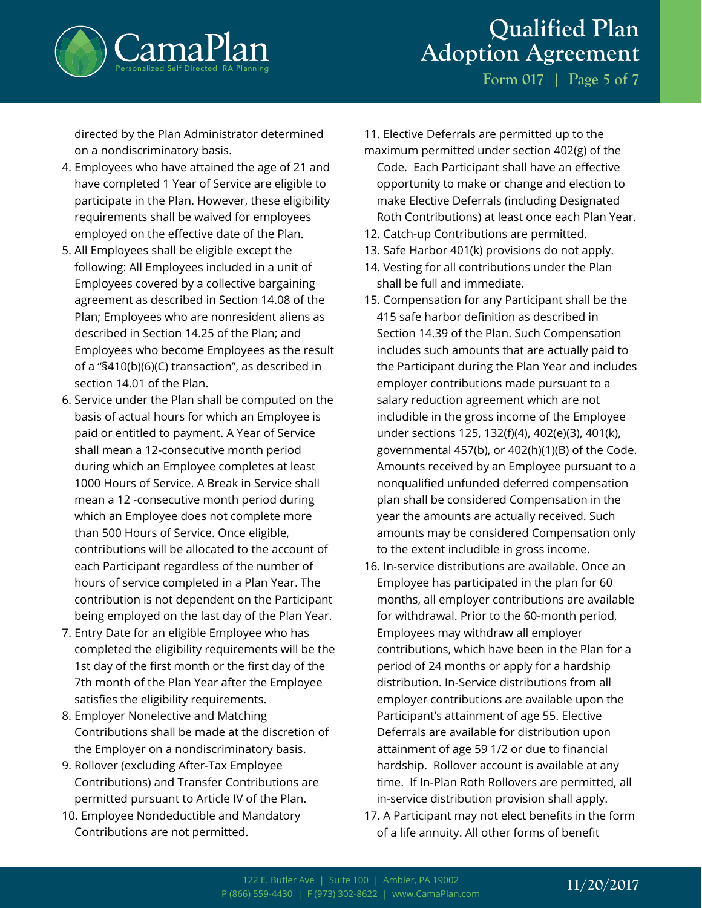directed by the Plan Administrator determined on a nondiscriminatory basis.

4. Employees who have attained the age of 21 and have completed 1 Year of Service are eligible to participate in the Plan. However, these eligibility requirements shall be waived for employees employed on the effective date of the Plan.
5. All Employees shall be eligible except the following: All Employees included in a unit of Employees covered by a collective bargaining agreement as described in Section 14.08 of the Plan; Employees who are nonresident aliens as described in Section 14.25 of the Plan; and Employees who become Employees as the result of a "§410(b)(6)(C) transaction", as described in section 14.01 of the Plan.
6. Service under the Plan shall be computed on the basis of actual hours for which an Employee is paid or entitled to payment. A Year of Service shall mean a 12-consecutive month period during which an Employee completes at least 1000 Hours of Service. A Break in Service shall mean a 12 -consecutive month period during which an Employee does not complete more than 500 Hours of Service. Once eligible, contributions will be allocated to the account of each Participant regardless of the number of hours of service completed in a Plan Year. The contribution is not dependent on the Participant being employed on the last day of the Plan Year.
7. Entry Date for an eligible Employee who has completed the eligibility requirements will be the 1st day of the first month or the first day of the 7th month of the Plan Year after the Employee satisfies the eligibility requirements.
8. Employer Nonelective and Matching Contributions shall be made at the discretion of the Employer on a nondiscriminatory basis.
9. Rollover (excluding After-Tax Employee Contributions) and Transfer Contributions are permitted pursuant to Article IV of the Plan.
10. Employee Nondeductible and Mandatory Contributions are not permitted.
11. Elective Deferrals are permitted up to the maximum permitted under section 402(g) of the Code. Each Participant shall have an effective opportunity to make or change and election to make Elective Deferrals (including Designated Roth Contributions) at least once each Plan Year.
12. Catch-up Contributions are permitted.
13. Safe Harbor 401(k) provisions do not apply.
14. Vesting for all contributions under the Plan shall be full and immediate.
15. Compensation for any Participant shall be the 415 safe harbor definition as described in Section 14.39 of the Plan. Such Compensation includes such amounts that are actually paid to the Participant during the Plan Year and includes employer contributions made pursuant to a salary reduction agreement which are not includible in the gross income of the Employee under sections 125, 132(f)(4), 402(e)(3), 401(k), governmental 457(b), or 402(h)(1)(B) of the Code. Amounts received by an Employee pursuant to a nonqualified unfunded deferred compensation plan shall be considered Compensation in the year the amounts are actually received. Such amounts may be considered Compensation only to the extent includible in gross income.
16. In-service distributions are available. Once an Employee has participated in the plan for 60 months, all employer contributions are available for withdrawal. Prior to the 60-month period, Employees may withdraw all employer contributions, which have been in the Plan for a period of 24 months or apply for a hardship distribution. In-Service distributions from all employer contributions are available upon the Participant's attainment of age 55. Elective Deferrals are available for distribution upon attainment of age 59 1/2 or due to financial hardship. Rollover account is available at any time. If In-Plan Roth Rollovers are permitted, all in-service distribution provision shall apply.
17. A Participant may not elect benefits in the form of a life annuity. All other forms of benefit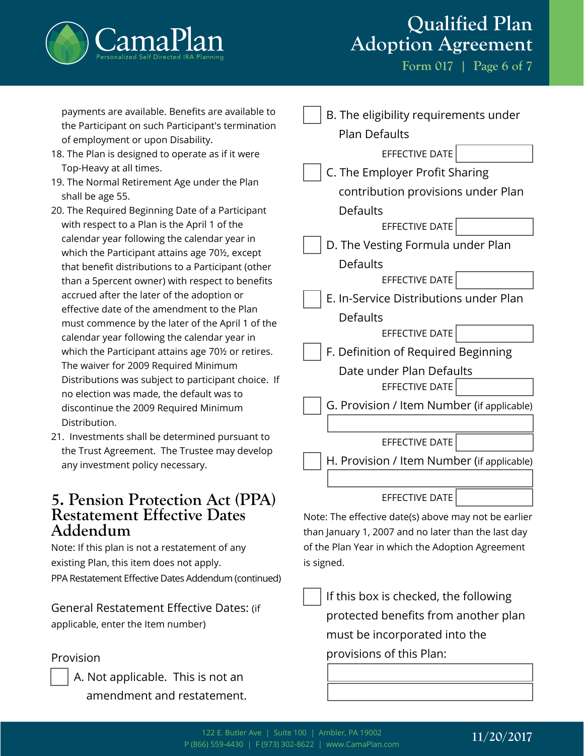payments are available. Benefits are available to the Participant on such Participant's termination of employment or upon Disability.

18. The Plan is designed to operate as if it were Top-Heavy at all times.
19. The Normal Retirement Age under the Plan shall be age 55.
20. The Required Beginning Date of a Participant with respect to a Plan is the April 1 of the calendar year following the calendar year in which the Participant attains age 70½, except that benefit distributions to a Participant (other than a 5percent owner) with respect to benefits accrued after the later of the adoption or effective date of the amendment to the Plan must commence by the later of the April 1 of the calendar year following the calendar year in which the Participant attains age 70½ or retires. The waiver for 2009 Required Minimum Distributions was subject to participant choice. If no election was made, the default was to discontinue the 2009 Required Minimum Distribution.
21. Investments shall be determined pursuant to the Trust Agreement. The Trustee may develop any investment policy necessary.

## 5. Pension Protection Act (PPA) Restatement Effective Dates Addendum

Note: If this plan is not a restatement of any existing Plan, this item does not apply.

PPA Restatement Effective Dates Addendum (continued)

General Restatement Effective Dates: (if applicable, enter the Item number)

Provision

☐ A. Not applicable. This is not an amendment and restatement.

☐ B. The eligibility requirements under Plan Defaults

EFFECTIVE DATE ____________

☐ C. The Employer Profit Sharing contribution provisions under Plan Defaults

EFFECTIVE DATE ____________

☐ D. The Vesting Formula under Plan Defaults

EFFECTIVE DATE ____________

☐ E. In-Service Distributions under Plan Defaults

EFFECTIVE DATE ____________

☐ F. Definition of Required Beginning Date under Plan Defaults

EFFECTIVE DATE ____________

☐ G. Provision / Item Number (if applicable)

____________

EFFECTIVE DATE ____________

☐ H. Provision / Item Number (if applicable)

____________

EFFECTIVE DATE ____________

Note: The effective date(s) above may not be earlier than January 1, 2007 and no later than the last day of the Plan Year in which the Adoption Agreement is signed.

☐ If this box is checked, the following protected benefits from another plan must be incorporated into the provisions of this Plan:

____________

____________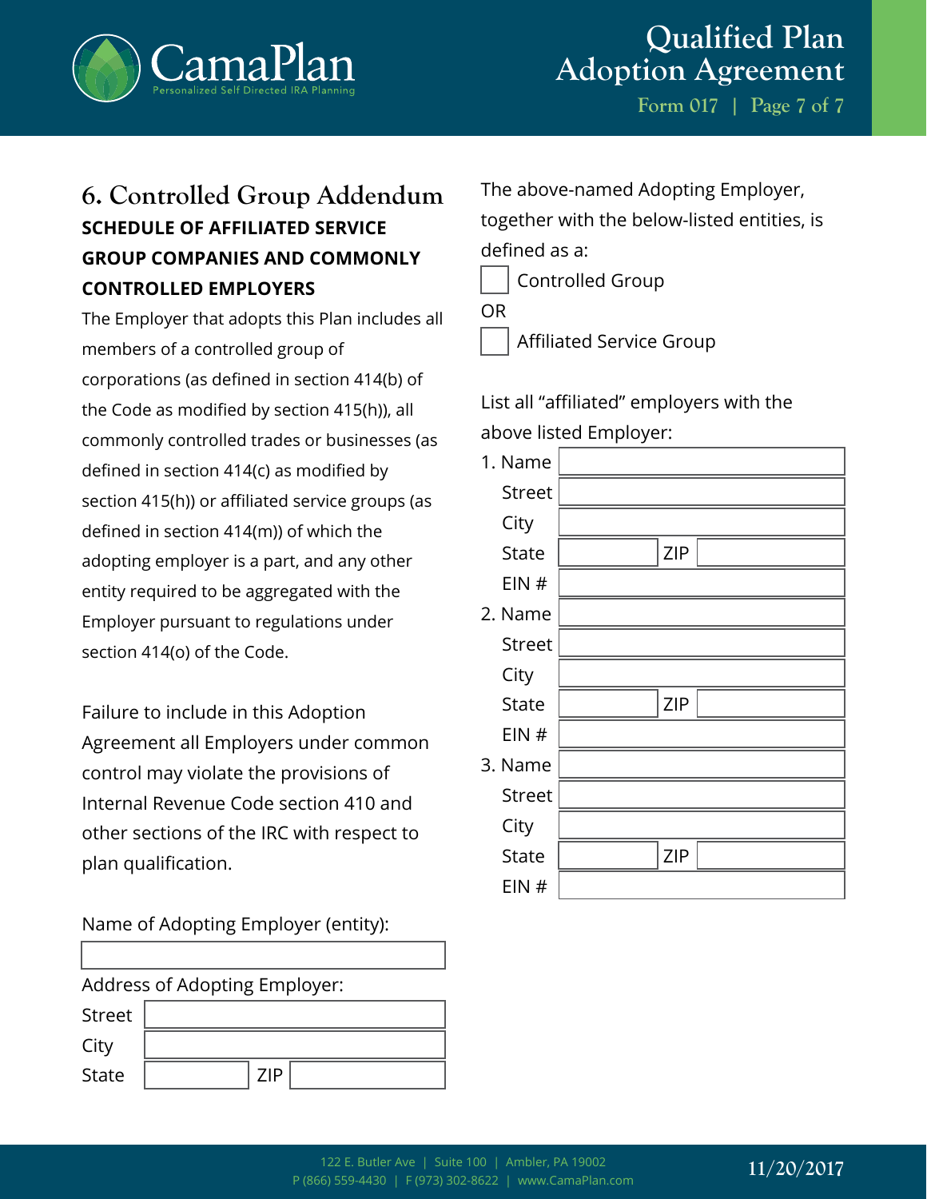## 6. Controlled Group Addendum

**SCHEDULE OF AFFILIATED SERVICE GROUP COMPANIES AND COMMONLY CONTROLLED EMPLOYERS**

The Employer that adopts this Plan includes all members of a controlled group of corporations (as defined in section 414(b) of the Code as modified by section 415(h)), all commonly controlled trades or businesses (as defined in section 414(c) as modified by section 415(h)) or affiliated service groups (as defined in section 414(m)) of which the adopting employer is a part, and any other entity required to be aggregated with the Employer pursuant to regulations under section 414(o) of the Code.

Failure to include in this Adoption Agreement all Employers under common control may violate the provisions of Internal Revenue Code section 410 and other sections of the IRC with respect to plan qualification.

Name of Adopting Employer (entity): ______________________

Address of Adopting Employer:

Street ______________________

City ______________________

State __________ ZIP __________

The above-named Adopting Employer, together with the below-listed entities, is defined as a:

☐ Controlled Group

OR

☐ Affiliated Service Group

List all "affiliated" employers with the above listed Employer:

1. Name ______________________
   Street ______________________
   City ______________________
   State __________ ZIP __________
   EIN # ______________________
2. Name ______________________
   Street ______________________
   City ______________________
   State __________ ZIP __________
   EIN # ______________________
3. Name ______________________
   Street ______________________
   City ______________________
   State __________ ZIP __________
   EIN # ______________________